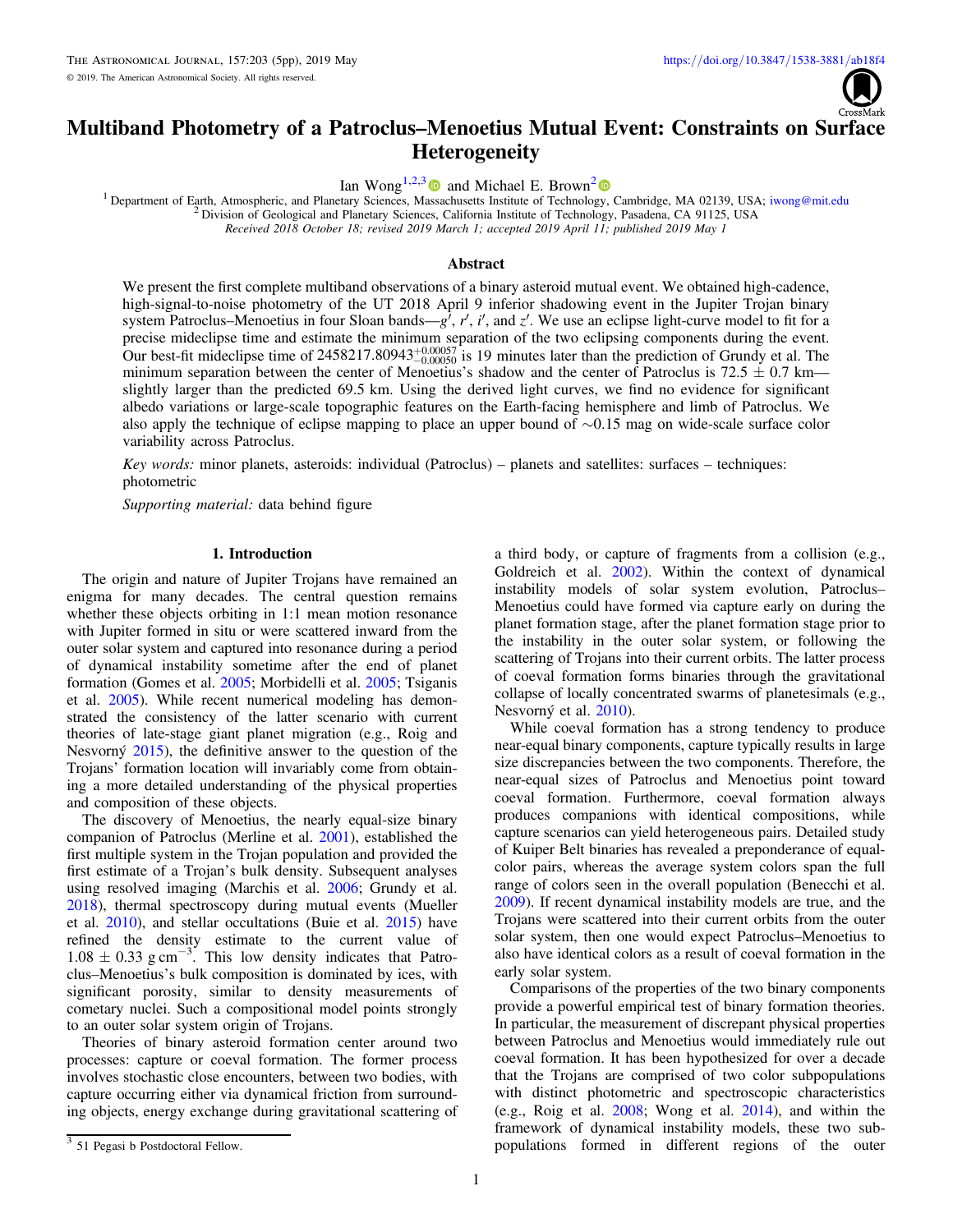# Multiband Photometry of a Patroclus–Menoetius Mutual Event: Constraints on Surface Heterogeneity

Ian Wong[1,2,3] and Michael E. Brown[2]

[1] Department of Earth, Atmospheric, and Planetary Sciences, Massachusetts Institute of Technology, Cambridge, MA 02139, USA; iwong@mit.edu
[2] Division of Geological and Planetary Sciences, California Institute of Technology, Pasadena, CA 91125, USA

*Received 2018 October 18; revised 2019 March 1; accepted 2019 April 11; published 2019 May 1*

## Abstract

We present the first complete multiband observations of a binary asteroid mutual event. We obtained high-cadence, high-signal-to-noise photometry of the UT 2018 April 9 inferior shadowing event in the Jupiter Trojan binary system Patroclus–Menoetius in four Sloan bands—$g'$, $r'$, $i'$, and $z'$. We use an eclipse light-curve model to fit for a precise mideclipse time and estimate the minimum separation of the two eclipsing components during the event. Our best-fit mideclipse time of $2458217.80943^{+0.00057}_{-0.00050}$ is 19 minutes later than the prediction of Grundy et al. The minimum separation between the center of Menoetius's shadow and the center of Patroclus is $72.5 \pm 0.7$ km—slightly larger than the predicted 69.5 km. Using the derived light curves, we find no evidence for significant albedo variations or large-scale topographic features on the Earth-facing hemisphere and limb of Patroclus. We also apply the technique of eclipse mapping to place an upper bound of ~0.15 mag on wide-scale surface color variability across Patroclus.

*Key words:* minor planets, asteroids: individual (Patroclus) – planets and satellites: surfaces – techniques: photometric

*Supporting material:* data behind figure

## 1. Introduction

The origin and nature of Jupiter Trojans have remained an enigma for many decades. The central question remains whether these objects orbiting in 1:1 mean motion resonance with Jupiter formed in situ or were scattered inward from the outer solar system and captured into resonance during a period of dynamical instability sometime after the end of planet formation (Gomes et al. 2005; Morbidelli et al. 2005; Tsiganis et al. 2005). While recent numerical modeling has demonstrated the consistency of the latter scenario with current theories of late-stage giant planet migration (e.g., Roig and Nesvorný 2015), the definitive answer to the question of the Trojans' formation location will invariably come from obtaining a more detailed understanding of the physical properties and composition of these objects.

The discovery of Menoetius, the nearly equal-size binary companion of Patroclus (Merline et al. 2001), established the first multiple system in the Trojan population and provided the first estimate of a Trojan's bulk density. Subsequent analyses using resolved imaging (Marchis et al. 2006; Grundy et al. 2018), thermal spectroscopy during mutual events (Mueller et al. 2010), and stellar occultations (Buie et al. 2015) have refined the density estimate to the current value of $1.08 \pm 0.33$ g cm$^{-3}$. This low density indicates that Patroclus–Menoetius's bulk composition is dominated by ices, with significant porosity, similar to density measurements of cometary nuclei. Such a compositional model points strongly to an outer solar system origin of Trojans.

Theories of binary asteroid formation center around two processes: capture or coeval formation. The former process involves stochastic close encounters, between two bodies, with capture occurring either via dynamical friction from surrounding objects, energy exchange during gravitational scattering of a third body, or capture of fragments from a collision (e.g., Goldreich et al. 2002). Within the context of dynamical instability models of solar system evolution, Patroclus–Menoetius could have formed via capture early on during the planet formation stage, after the planet formation stage prior to the instability in the outer solar system, or following the scattering of Trojans into their current orbits. The latter process of coeval formation forms binaries through the gravitational collapse of locally concentrated swarms of planetesimals (e.g., Nesvorný et al. 2010).

While coeval formation has a strong tendency to produce near-equal binary components, capture typically results in large size discrepancies between the two components. Therefore, the near-equal sizes of Patroclus and Menoetius point toward coeval formation. Furthermore, coeval formation always produces companions with identical compositions, while capture scenarios can yield heterogeneous pairs. Detailed study of Kuiper Belt binaries has revealed a preponderance of equal-color pairs, whereas the average system colors span the full range of colors seen in the overall population (Benecchi et al. 2009). If recent dynamical instability models are true, and the Trojans were scattered into their current orbits from the outer solar system, then one would expect Patroclus–Menoetius to also have identical colors as a result of coeval formation in the early solar system.

Comparisons of the properties of the two binary components provide a powerful empirical test of binary formation theories. In particular, the measurement of discrepant physical properties between Patroclus and Menoetius would immediately rule out coeval formation. It has been hypothesized for over a decade that the Trojans are comprised of two color subpopulations with distinct photometric and spectroscopic characteristics (e.g., Roig et al. 2008; Wong et al. 2014), and within the framework of dynamical instability models, these two subpopulations formed in different regions of the outer

[3] 51 Pegasi b Postdoctoral Fellow.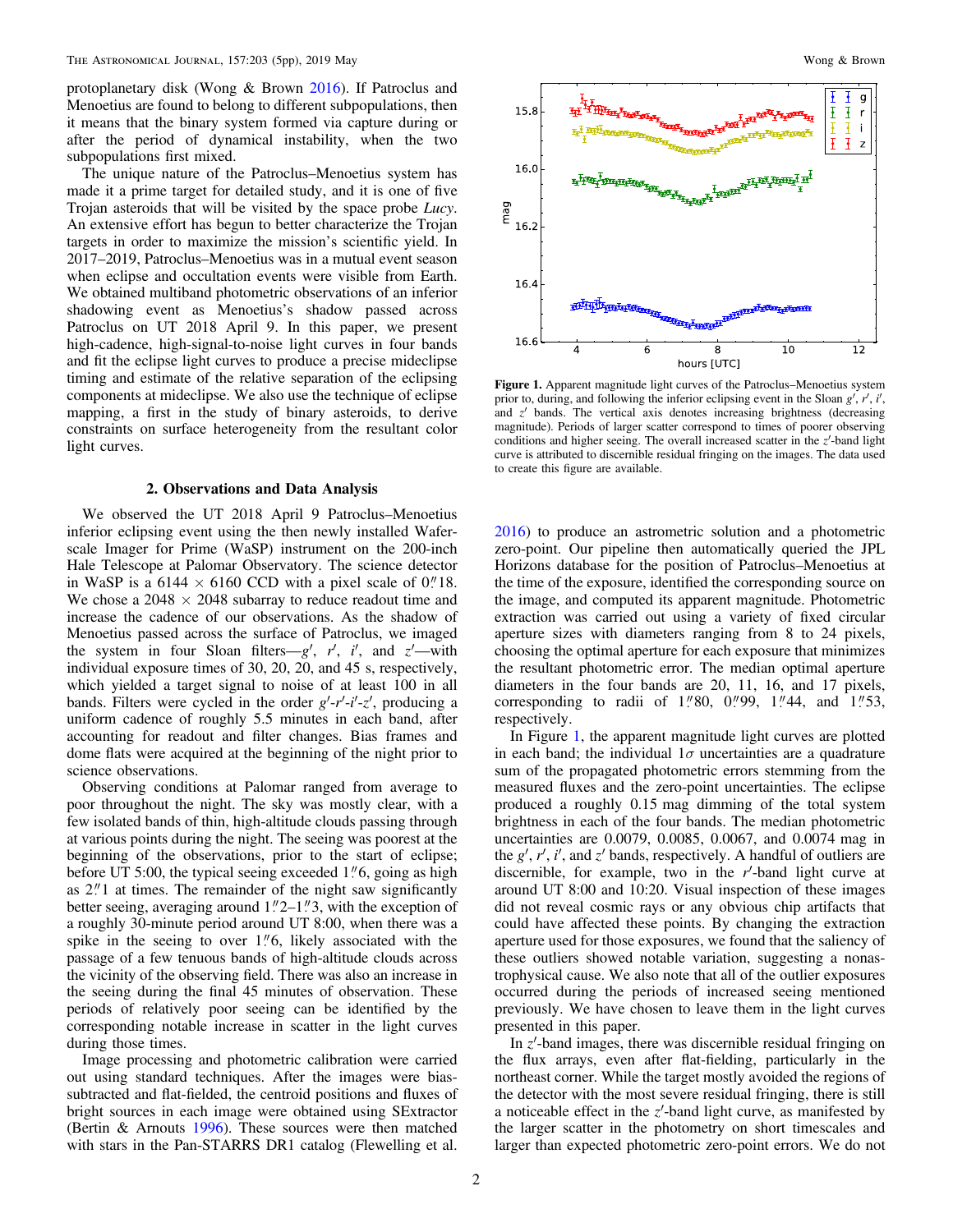protoplanetary disk (Wong & Brown 2016). If Patroclus and Menoetius are found to belong to different subpopulations, then it means that the binary system formed via capture during or after the period of dynamical instability, when the two subpopulations first mixed.

The unique nature of the Patroclus–Menoetius system has made it a prime target for detailed study, and it is one of five Trojan asteroids that will be visited by the space probe *Lucy*. An extensive effort has begun to better characterize the Trojan targets in order to maximize the mission's scientific yield. In 2017–2019, Patroclus–Menoetius was in a mutual event season when eclipse and occultation events were visible from Earth. We obtained multiband photometric observations of an inferior shadowing event as Menoetius's shadow passed across Patroclus on UT 2018 April 9. In this paper, we present high-cadence, high-signal-to-noise light curves in four bands and fit the eclipse light curves to produce a precise mideclipse timing and estimate of the relative separation of the eclipsing components at mideclipse. We also use the technique of eclipse mapping, a first in the study of binary asteroids, to derive constraints on surface heterogeneity from the resultant color light curves.

## 2. Observations and Data Analysis

We observed the UT 2018 April 9 Patroclus–Menoetius inferior eclipsing event using the then newly installed Wafer-scale Imager for Prime (WaSP) instrument on the 200-inch Hale Telescope at Palomar Observatory. The science detector in WaSP is a 6144 × 6160 CCD with a pixel scale of 0.″18. We chose a 2048 × 2048 subarray to reduce readout time and increase the cadence of our observations. As the shadow of Menoetius passed across the surface of Patroclus, we imaged the system in four Sloan filters—$g'$, $r'$, $i'$, and $z'$—with individual exposure times of 30, 20, 20, and 45 s, respectively, which yielded a target signal to noise of at least 100 in all bands. Filters were cycled in the order $g'$-$r'$-$i'$-$z'$, producing a uniform cadence of roughly 5.5 minutes in each band, after accounting for readout and filter changes. Bias frames and dome flats were acquired at the beginning of the night prior to science observations.

Observing conditions at Palomar ranged from average to poor throughout the night. The sky was mostly clear, with a few isolated bands of thin, high-altitude clouds passing through at various points during the night. The seeing was poorest at the beginning of the observations, prior to the start of eclipse; before UT 5:00, the typical seeing exceeded 1.″6, going as high as 2.″1 at times. The remainder of the night saw significantly better seeing, averaging around 1.″2–1.″3, with the exception of a roughly 30-minute period around UT 8:00, when there was a spike in the seeing to over 1.″6, likely associated with the passage of a few tenuous bands of high-altitude clouds across the vicinity of the observing field. There was also an increase in the seeing during the final 45 minutes of observation. These periods of relatively poor seeing can be identified by the corresponding notable increase in scatter in the light curves during those times.

Image processing and photometric calibration were carried out using standard techniques. After the images were bias-subtracted and flat-fielded, the centroid positions and fluxes of bright sources in each image were obtained using SExtractor (Bertin & Arnouts 1996). These sources were then matched with stars in the Pan-STARRS DR1 catalog (Flewelling et al. 2016) to produce an astrometric solution and a photometric zero-point. Our pipeline then automatically queried the JPL Horizons database for the position of Patroclus–Menoetius at the time of the exposure, identified the corresponding source on the image, and computed its apparent magnitude. Photometric extraction was carried out using a variety of fixed circular aperture sizes with diameters ranging from 8 to 24 pixels, choosing the optimal aperture for each exposure that minimizes the resultant photometric error. The median optimal aperture diameters in the four bands are 20, 11, 16, and 17 pixels, corresponding to radii of 1.″80, 0.″99, 1.″44, and 1.″53, respectively.

Figure 1. Apparent magnitude light curves of the Patroclus–Menoetius system prior to, during, and following the inferior eclipsing event in the Sloan $g'$, $r'$, $i'$, and $z'$ bands. The vertical axis denotes increasing brightness (decreasing magnitude). Periods of larger scatter correspond to times of poorer observing conditions and higher seeing. The overall increased scatter in the $z'$-band light curve is attributed to discernible residual fringing on the images. The data used to create this figure are available.

In Figure 1, the apparent magnitude light curves are plotted in each band; the individual $1\sigma$ uncertainties are a quadrature sum of the propagated photometric errors stemming from the measured fluxes and the zero-point uncertainties. The eclipse produced a roughly 0.15 mag dimming of the total system brightness in each of the four bands. The median photometric uncertainties are 0.0079, 0.0085, 0.0067, and 0.0074 mag in the $g'$, $r'$, $i'$, and $z'$ bands, respectively. A handful of outliers are discernible, for example, two in the $r'$-band light curve at around UT 8:00 and 10:20. Visual inspection of these images did not reveal cosmic rays or any obvious chip artifacts that could have affected these points. By changing the extraction aperture used for those exposures, we found that the saliency of these outliers showed notable variation, suggesting a nonastrophysical cause. We also note that all of the outlier exposures occurred during the periods of increased seeing mentioned previously. We have chosen to leave them in the light curves presented in this paper.

In $z'$-band images, there was discernible residual fringing on the flux arrays, even after flat-fielding, particularly in the northeast corner. While the target mostly avoided the regions of the detector with the most severe residual fringing, there is still a noticeable effect in the $z'$-band light curve, as manifested by the larger scatter in the photometry on short timescales and larger than expected photometric zero-point errors. We do not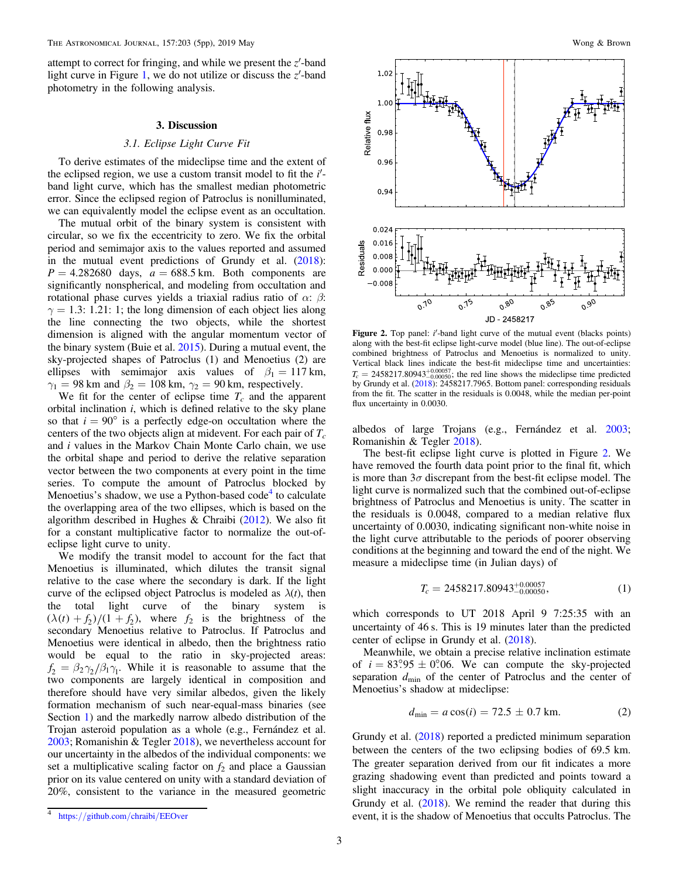attempt to correct for fringing, and while we present the $z'$-band light curve in Figure 1, we do not utilize or discuss the $z'$-band photometry in the following analysis.

## 3. Discussion

### 3.1. Eclipse Light Curve Fit

To derive estimates of the mideclipse time and the extent of the eclipsed region, we use a custom transit model to fit the $i'$-band light curve, which has the smallest median photometric error. Since the eclipsed region of Patroclus is nonilluminated, we can equivalently model the eclipse event as an occultation.

The mutual orbit of the binary system is consistent with circular, so we fix the eccentricity to zero. We fix the orbital period and semimajor axis to the values reported and assumed in the mutual event predictions of Grundy et al. (2018): $P = 4.282680$ days, $a = 688.5$ km. Both components are significantly nonspherical, and modeling from occultation and rotational phase curves yields a triaxial radius ratio of $\alpha$: $\beta$: $\gamma = 1.3$: 1.21: 1; the long dimension of each object lies along the line connecting the two objects, while the shortest dimension is aligned with the angular momentum vector of the binary system (Buie et al. 2015). During a mutual event, the sky-projected shapes of Patroclus (1) and Menoetius (2) are ellipses with semimajor axis values of $\beta_1 = 117$ km, $\gamma_1 = 98$ km and $\beta_2 = 108$ km, $\gamma_2 = 90$ km, respectively.

We fit for the center of eclipse time $T_c$ and the apparent orbital inclination $i$, which is defined relative to the sky plane so that $i = 90°$ is a perfectly edge-on occultation where the centers of the two objects align at midevent. For each pair of $T_c$ and $i$ values in the Markov Chain Monte Carlo chain, we use the orbital shape and period to derive the relative separation vector between the two components at every point in the time series. To compute the amount of Patroclus blocked by Menoetius's shadow, we use a Python-based code[4] to calculate the overlapping area of the two ellipses, which is based on the algorithm described in Hughes & Chraibi (2012). We also fit for a constant multiplicative factor to normalize the out-of-eclipse light curve to unity.

We modify the transit model to account for the fact that Menoetius is illuminated, which dilutes the transit signal relative to the case where the secondary is dark. If the light curve of the eclipsed object Patroclus is modeled as $\lambda(t)$, then the total light curve of the binary system is $(\lambda(t) + f_2)/(1 + f_2)$, where $f_2$ is the brightness of the secondary Menoetius relative to Patroclus. If Patroclus and Menoetius were identical in albedo, then the brightness ratio would be equal to the ratio in sky-projected areas: $f_2 = \beta_2\gamma_2/\beta_1\gamma_1$. While it is reasonable to assume that the two components are largely identical in composition and therefore should have very similar albedos, given the likely formation mechanism of such near-equal-mass binaries (see Section 1) and the markedly narrow albedo distribution of the Trojan asteroid population as a whole (e.g., Fernández et al. 2003; Romanishin & Tegler 2018), we nevertheless account for our uncertainty in the albedos of the individual components: we set a multiplicative scaling factor on $f_2$ and place a Gaussian prior on its value centered on unity with a standard deviation of 20%, consistent to the variance in the measured geometric albedos of large Trojans (e.g., Fernández et al. 2003; Romanishin & Tegler 2018).

[4] https://github.com/chraibi/EEOver

**Figure 2.** Top panel: $i'$-band light curve of the mutual event (blacks points) along with the best-fit eclipse light-curve model (blue line). The out-of-eclipse combined brightness of Patroclus and Menoetius is normalized to unity. Vertical black lines indicate the best-fit mideclipse time and uncertainties: $T_c = 2458217.80943^{+0.00057}_{-0.00050}$; the red line shows the mideclipse time predicted by Grundy et al. (2018): 2458217.7965. Bottom panel: corresponding residuals from the fit. The scatter in the residuals is 0.0048, while the median per-point flux uncertainty in 0.0030.

The best-fit eclipse light curve is plotted in Figure 2. We have removed the fourth data point prior to the final fit, which is more than $3\sigma$ discrepant from the best-fit eclipse model. The light curve is normalized such that the combined out-of-eclipse brightness of Patroclus and Menoetius is unity. The scatter in the residuals is 0.0048, compared to a median relative flux uncertainty of 0.0030, indicating significant non-white noise in the light curve attributable to the periods of poorer observing conditions at the beginning and toward the end of the night. We measure a mideclipse time (in Julian days) of

$$T_c = 2458217.80943^{+0.00057}_{-0.00050}, \tag{1}$$

which corresponds to UT 2018 April 9 7:25:35 with an uncertainty of 46 s. This is 19 minutes later than the predicted center of eclipse in Grundy et al. (2018).

Meanwhile, we obtain a precise relative inclination estimate of $i = 83\overset{\circ}{.}95 \pm 0\overset{\circ}{.}06$. We can compute the sky-projected separation $d_{\min}$ of the center of Patroclus and the center of Menoetius's shadow at mideclipse:

$$d_{\min} = a\cos(i) = 72.5 \pm 0.7 \text{ km}. \tag{2}$$

Grundy et al. (2018) reported a predicted minimum separation between the centers of the two eclipsing bodies of 69.5 km. The greater separation derived from our fit indicates a more grazing shadowing event than predicted and points toward a slight inaccuracy in the orbital pole obliquity calculated in Grundy et al. (2018). We remind the reader that during this event, it is the shadow of Menoetius that occults Patroclus. The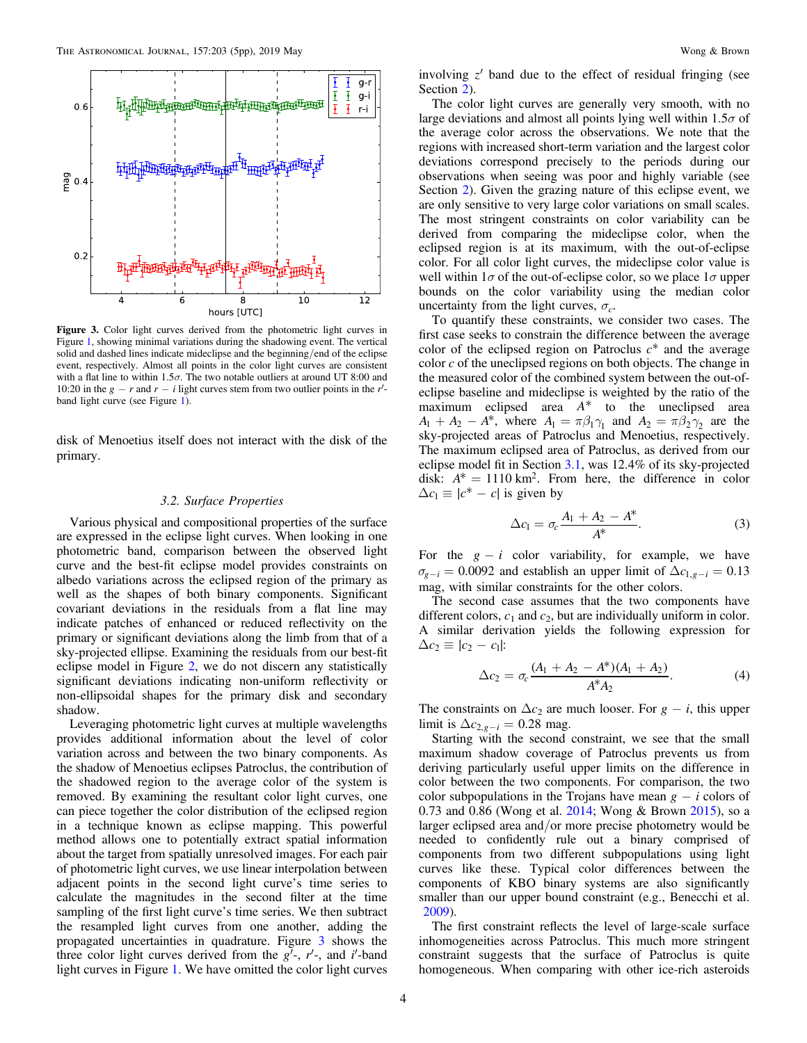**Figure 3.** Color light curves derived from the photometric light curves in Figure 1, showing minimal variations during the shadowing event. The vertical solid and dashed lines indicate mideclipse and the beginning/end of the eclipse event, respectively. Almost all points in the color light curves are consistent with a flat line to within 1.5$\sigma$. The two notable outliers at around UT 8:00 and 10:20 in the $g - r$ and $r - i$ light curves stem from two outlier points in the $r'$-band light curve (see Figure 1).

disk of Menoetius itself does not interact with the disk of the primary.

### 3.2. Surface Properties

Various physical and compositional properties of the surface are expressed in the eclipse light curves. When looking in one photometric band, comparison between the observed light curve and the best-fit eclipse model provides constraints on albedo variations across the eclipsed region of the primary as well as the shapes of both binary components. Significant covariant deviations in the residuals from a flat line may indicate patches of enhanced or reduced reflectivity on the primary or significant deviations along the limb from that of a sky-projected ellipse. Examining the residuals from our best-fit eclipse model in Figure 2, we do not discern any statistically significant deviations indicating non-uniform reflectivity or non-ellipsoidal shapes for the primary disk and secondary shadow.

Leveraging photometric light curves at multiple wavelengths provides additional information about the level of color variation across and between the two binary components. As the shadow of Menoetius eclipses Patroclus, the contribution of the shadowed region to the average color of the system is removed. By examining the resultant color light curves, one can piece together the color distribution of the eclipsed region in a technique known as eclipse mapping. This powerful method allows one to potentially extract spatial information about the target from spatially unresolved images. For each pair of photometric light curves, we use linear interpolation between adjacent points in the second light curve's time series to calculate the magnitudes in the second filter at the time sampling of the first light curve's time series. We then subtract the resampled light curves from one another, adding the propagated uncertainties in quadrature. Figure 3 shows the three color light curves derived from the $g'$-, $r'$-, and $i'$-band light curves in Figure 1. We have omitted the color light curves involving $z'$ band due to the effect of residual fringing (see Section 2).

The color light curves are generally very smooth, with no large deviations and almost all points lying well within 1.5$\sigma$ of the average color across the observations. We note that the regions with increased short-term variation and the largest color deviations correspond precisely to the periods during our observations when seeing was poor and highly variable (see Section 2). Given the grazing nature of this eclipse event, we are only sensitive to very large color variations on small scales. The most stringent constraints on color variability can be derived from comparing the mideclipse color, when the eclipsed region is at its maximum, with the out-of-eclipse color. For all color light curves, the mideclipse color value is well within 1$\sigma$ of the out-of-eclipse color, so we place 1$\sigma$ upper bounds on the color variability using the median color uncertainty from the light curves, $\sigma_c$.

To quantify these constraints, we consider two cases. The first case seeks to constrain the difference between the average color of the eclipsed region on Patroclus $c^*$ and the average color $c$ of the uneclipsed regions on both objects. The change in the measured color of the combined system between the out-of-eclipse baseline and mideclipse is weighted by the ratio of the maximum eclipsed area $A^*$ to the uneclipsed area $A_1 + A_2 - A^*$, where $A_1 = \pi\beta_1\gamma_1$ and $A_2 = \pi\beta_2\gamma_2$ are the sky-projected areas of Patroclus and Menoetius, respectively. The maximum eclipsed area of Patroclus, as derived from our eclipse model fit in Section 3.1, was 12.4% of its sky-projected disk: $A^* = 1110$ km$^2$. From here, the difference in color $\Delta c_1 \equiv |c^* - c|$ is given by

$$\Delta c_1 = \sigma_c \frac{A_1 + A_2 - A^*}{A^*}. \tag{3}$$

For the $g - i$ color variability, for example, we have $\sigma_{g-i} = 0.0092$ and establish an upper limit of $\Delta c_{1,g-i} = 0.13$ mag, with similar constraints for the other colors.

The second case assumes that the two components have different colors, $c_1$ and $c_2$, but are individually uniform in color. A similar derivation yields the following expression for $\Delta c_2 \equiv |c_2 - c_1|$:

$$\Delta c_2 = \sigma_c \frac{(A_1 + A_2 - A^*)(A_1 + A_2)}{A^* A_2}. \tag{4}$$

The constraints on $\Delta c_2$ are much looser. For $g - i$, this upper limit is $\Delta c_{2,g-i} = 0.28$ mag.

Starting with the second constraint, we see that the small maximum shadow coverage of Patroclus prevents us from deriving particularly useful upper limits on the difference in color between the two components. For comparison, the two color subpopulations in the Trojans have mean $g - i$ colors of 0.73 and 0.86 (Wong et al. 2014; Wong & Brown 2015), so a larger eclipsed area and/or more precise photometry would be needed to confidently rule out a binary comprised of components from two different subpopulations using light curves like these. Typical color differences between the components of KBO binary systems are also significantly smaller than our upper bound constraint (e.g., Benecchi et al. 2009).

The first constraint reflects the level of large-scale surface inhomogeneities across Patroclus. This much more stringent constraint suggests that the surface of Patroclus is quite homogeneous. When comparing with other ice-rich asteroids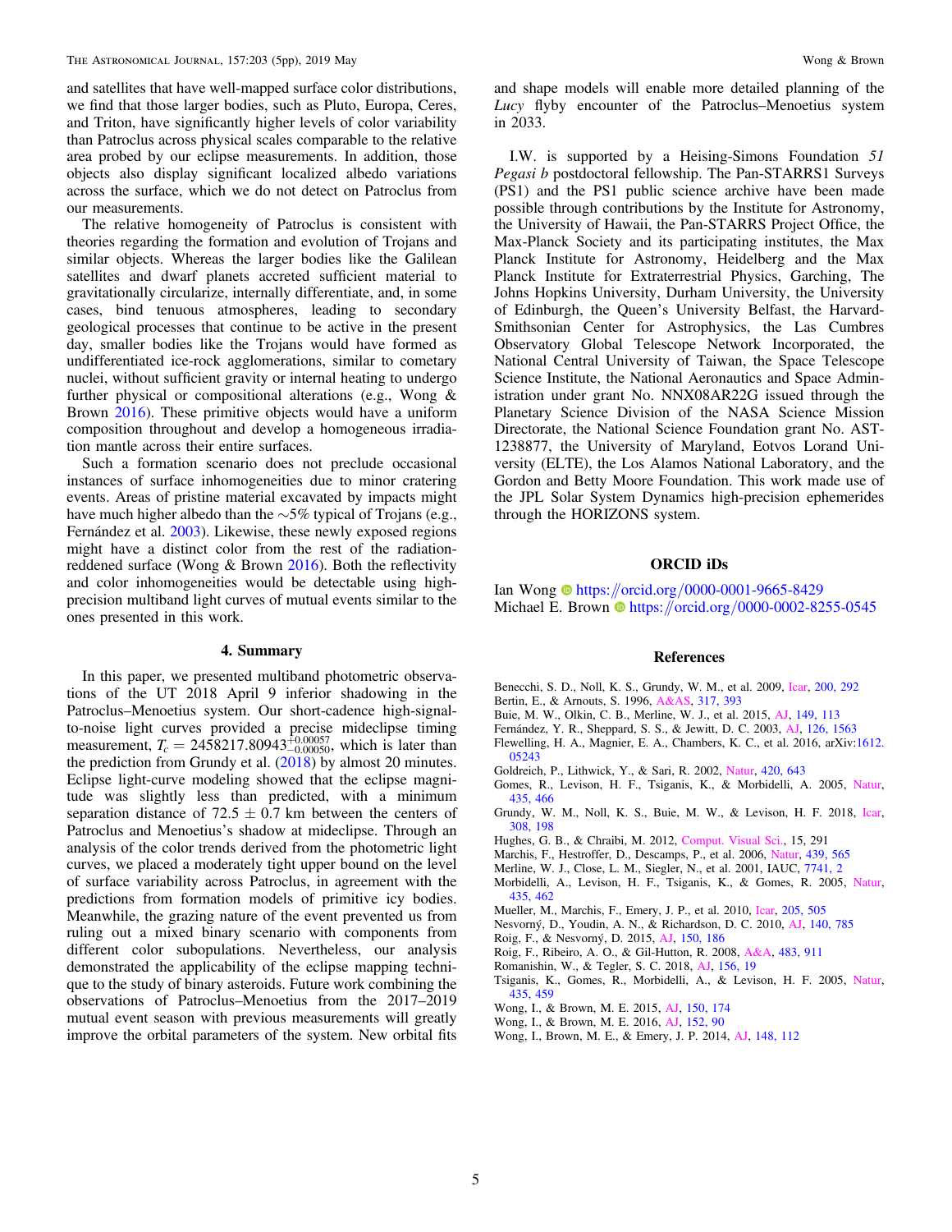and satellites that have well-mapped surface color distributions, we find that those larger bodies, such as Pluto, Europa, Ceres, and Triton, have significantly higher levels of color variability than Patroclus across physical scales comparable to the relative area probed by our eclipse measurements. In addition, those objects also display significant localized albedo variations across the surface, which we do not detect on Patroclus from our measurements.

The relative homogeneity of Patroclus is consistent with theories regarding the formation and evolution of Trojans and similar objects. Whereas the larger bodies like the Galilean satellites and dwarf planets accreted sufficient material to gravitationally circularize, internally differentiate, and, in some cases, bind tenuous atmospheres, leading to secondary geological processes that continue to be active in the present day, smaller bodies like the Trojans would have formed as undifferentiated ice-rock agglomerations, similar to cometary nuclei, without sufficient gravity or internal heating to undergo further physical or compositional alterations (e.g., Wong & Brown 2016). These primitive objects would have a uniform composition throughout and develop a homogeneous irradiation mantle across their entire surfaces.

Such a formation scenario does not preclude occasional instances of surface inhomogeneities due to minor cratering events. Areas of pristine material excavated by impacts might have much higher albedo than the ~5% typical of Trojans (e.g., Fernández et al. 2003). Likewise, these newly exposed regions might have a distinct color from the rest of the radiation-reddened surface (Wong & Brown 2016). Both the reflectivity and color inhomogeneities would be detectable using high-precision multiband light curves of mutual events similar to the ones presented in this work.

## 4. Summary

In this paper, we presented multiband photometric observations of the UT 2018 April 9 inferior shadowing in the Patroclus–Menoetius system. Our short-cadence high-signal-to-noise light curves provided a precise mideclipse timing measurement, $T_c = 2458217.80943^{+0.00057}_{-0.00050}$, which is later than the prediction from Grundy et al. (2018) by almost 20 minutes. Eclipse light-curve modeling showed that the eclipse magnitude was slightly less than predicted, with a minimum separation distance of $72.5 \pm 0.7$ km between the centers of Patroclus and Menoetius's shadow at mideclipse. Through an analysis of the color trends derived from the photometric light curves, we placed a moderately tight upper bound on the level of surface variability across Patroclus, in agreement with the predictions from formation models of primitive icy bodies. Meanwhile, the grazing nature of the event prevented us from ruling out a mixed binary scenario with components from different color subpopulations. Nevertheless, our analysis demonstrated the applicability of the eclipse mapping technique to the study of binary asteroids. Future work combining the observations of Patroclus–Menoetius from the 2017–2019 mutual event season with previous measurements will greatly improve the orbital parameters of the system. New orbital fits and shape models will enable more detailed planning of the *Lucy* flyby encounter of the Patroclus–Menoetius system in 2033.

I.W. is supported by a Heising-Simons Foundation *51 Pegasi b* postdoctoral fellowship. The Pan-STARRS1 Surveys (PS1) and the PS1 public science archive have been made possible through contributions by the Institute for Astronomy, the University of Hawaii, the Pan-STARRS Project Office, the Max-Planck Society and its participating institutes, the Max Planck Institute for Astronomy, Heidelberg and the Max Planck Institute for Extraterrestrial Physics, Garching, The Johns Hopkins University, Durham University, the University of Edinburgh, the Queen's University Belfast, the Harvard-Smithsonian Center for Astrophysics, the Las Cumbres Observatory Global Telescope Network Incorporated, the National Central University of Taiwan, the Space Telescope Science Institute, the National Aeronautics and Space Administration under grant No. NNX08AR22G issued through the Planetary Science Division of the NASA Science Mission Directorate, the National Science Foundation grant No. AST-1238877, the University of Maryland, Eotvos Lorand University (ELTE), the Los Alamos National Laboratory, and the Gordon and Betty Moore Foundation. This work made use of the JPL Solar System Dynamics high-precision ephemerides through the HORIZONS system.

## ORCID iDs

Ian Wong https://orcid.org/0000-0001-9665-8429
Michael E. Brown https://orcid.org/0000-0002-8255-0545

## References

Benecchi, S. D., Noll, K. S., Grundy, W. M., et al. 2009, Icar, 200, 292
Bertin, E., & Arnouts, S. 1996, A&AS, 317, 393
Buie, M. W., Olkin, C. B., Merline, W. J., et al. 2015, AJ, 149, 113
Fernández, Y. R., Sheppard, S. S., & Jewitt, D. C. 2003, AJ, 126, 1563
Flewelling, H. A., Magnier, E. A., Chambers, K. C., et al. 2016, arXiv:1612.05243
Goldreich, P., Lithwick, Y., & Sari, R. 2002, Natur, 420, 643
Gomes, R., Levison, H. F., Tsiganis, K., & Morbidelli, A. 2005, Natur, 435, 466
Grundy, W. M., Noll, K. S., Buie, M. W., & Levison, H. F. 2018, Icar, 308, 198
Hughes, G. B., & Chraibi, M. 2012, Comput. Visual Sci., 15, 291
Marchis, F., Hestroffer, D., Descamps, P., et al. 2006, Natur, 439, 565
Merline, W. J., Close, L. M., Siegler, N., et al. 2001, IAUC, 7741, 2
Morbidelli, A., Levison, H. F., Tsiganis, K., & Gomes, R. 2005, Natur, 435, 462
Mueller, M., Marchis, F., Emery, J. P., et al. 2010, Icar, 205, 505
Nesvorný, D., Youdin, A. N., & Richardson, D. C. 2010, AJ, 140, 785
Roig, F., & Nesvorný, D. 2015, AJ, 150, 186
Roig, F., Ribeiro, A. O., & Gil-Hutton, R. 2008, A&A, 483, 911
Romanishin, W., & Tegler, S. C. 2018, AJ, 156, 19
Tsiganis, K., Gomes, R., Morbidelli, A., & Levison, H. F. 2005, Natur, 435, 459
Wong, I., & Brown, M. E. 2015, AJ, 150, 174
Wong, I., & Brown, M. E. 2016, AJ, 152, 90
Wong, I., Brown, M. E., & Emery, J. P. 2014, AJ, 148, 112